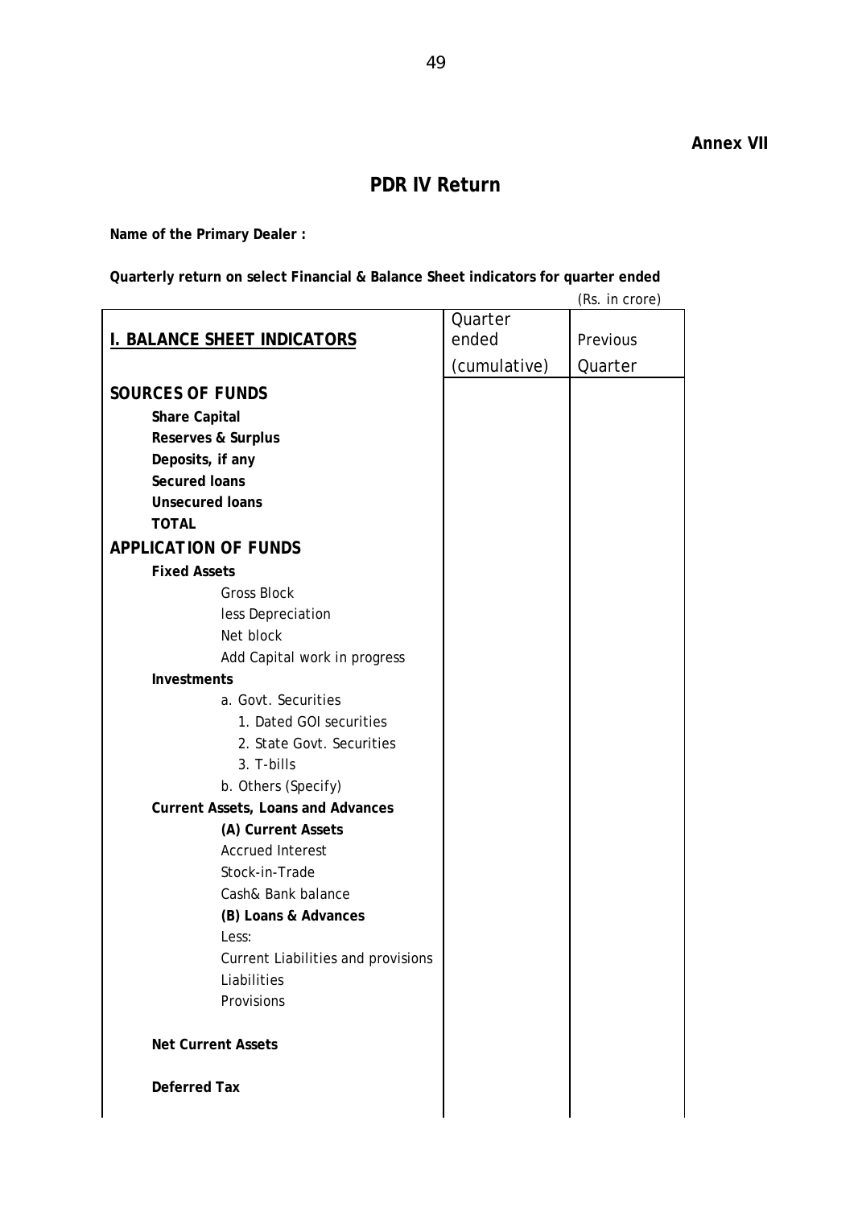**Annex VII**

# PDR IV Return

**Name of the Primary Dealer :**

**Quarterly return on select Financial & Balance Sheet indicators for quarter ended**

(Rs. in crore)

| **I. BALANCE SHEET INDICATORS** | Quarter ended (cumulative) | Previous Quarter |
|---|---|---|
| **SOURCES OF FUNDS** | | |
| **Share Capital** | | |
| **Reserves & Surplus** | | |
| **Deposits, if any** | | |
| **Secured loans** | | |
| **Unsecured loans** | | |
| **TOTAL** | | |
| **APPLICATION OF FUNDS** | | |
| **Fixed Assets** | | |
| Gross Block | | |
| less Depreciation | | |
| Net block | | |
| Add Capital work in progress | | |
| **Investments** | | |
| a. Govt. Securities | | |
| 1. Dated GOI securities | | |
| 2. State Govt. Securities | | |
| 3. T-bills | | |
| b. Others (Specify) | | |
| **Current Assets, Loans and Advances** | | |
| **(A) Current Assets** | | |
| Accrued Interest | | |
| Stock-in-Trade | | |
| Cash& Bank balance | | |
| **(B) Loans & Advances** | | |
| Less: | | |
| Current Liabilities and provisions | | |
| Liabilities | | |
| Provisions | | |
| **Net Current Assets** | | |
| **Deferred Tax** | | |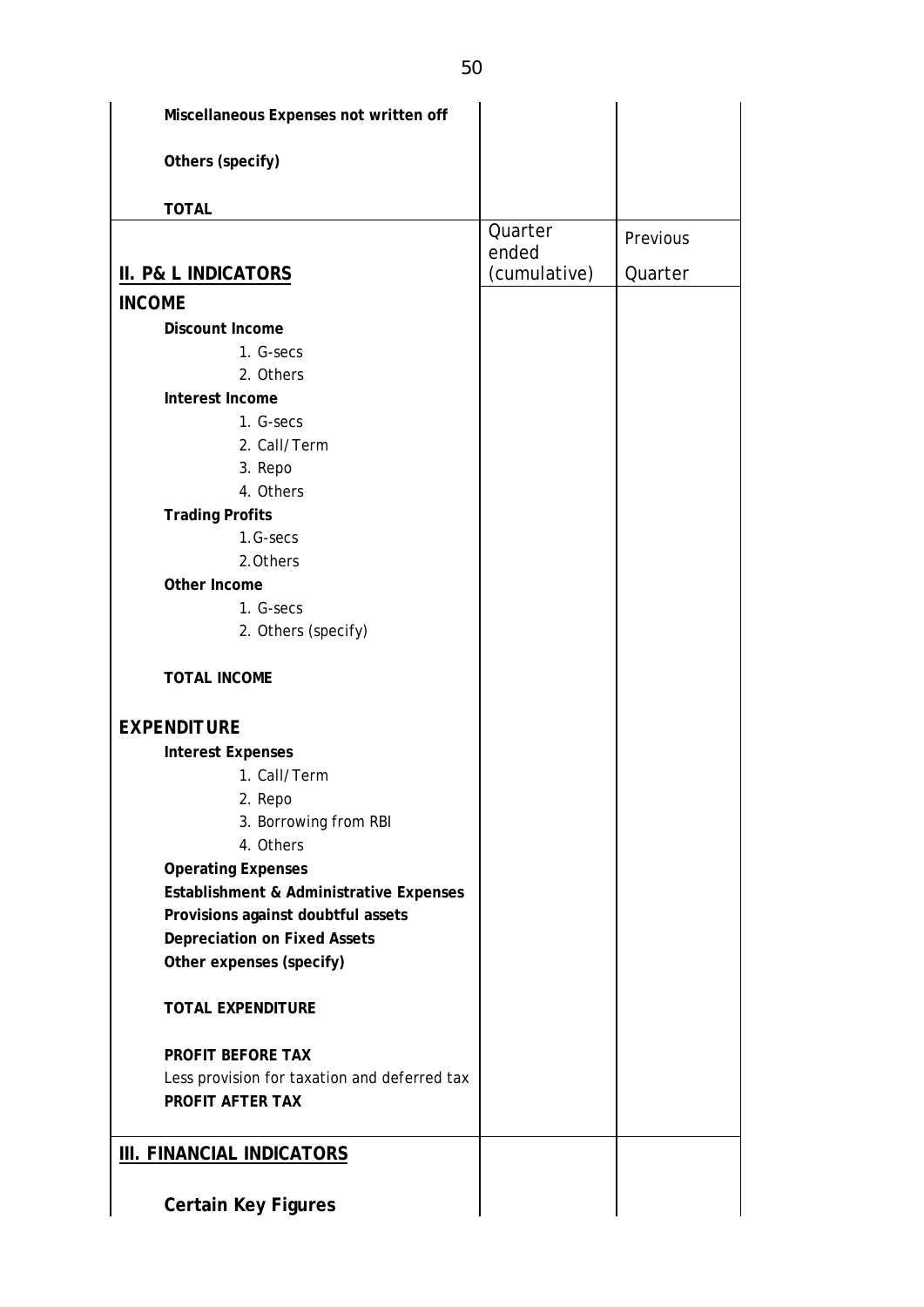| | | |
|---|---|---|
| **Miscellaneous Expenses not written off** | | |
| **Others (specify)** | | |
| **TOTAL** | | |
| **II. P& L INDICATORS** | Quarter ended (cumulative) | Previous Quarter |
| **INCOME** | | |
| **Discount Income** | | |
| 1. G-secs | | |
| 2. Others | | |
| **Interest Income** | | |
| 1. G-secs | | |
| 2. Call/Term | | |
| 3. Repo | | |
| 4. Others | | |
| **Trading Profits** | | |
| 1. G-secs | | |
| 2. Others | | |
| **Other Income** | | |
| 1. G-secs | | |
| 2. Others (specify) | | |
| **TOTAL INCOME** | | |
| **EXPENDITURE** | | |
| **Interest Expenses** | | |
| 1. Call/Term | | |
| 2. Repo | | |
| 3. Borrowing from RBI | | |
| 4. Others | | |
| **Operating Expenses** | | |
| **Establishment & Administrative Expenses** | | |
| **Provisions against doubtful assets** | | |
| **Depreciation on Fixed Assets** | | |
| **Other expenses (specify)** | | |
| **TOTAL EXPENDITURE** | | |
| **PROFIT BEFORE TAX** | | |
| Less provision for taxation and deferred tax | | |
| **PROFIT AFTER TAX** | | |
| **III. FINANCIAL INDICATORS** | | |
| **Certain Key Figures** | | |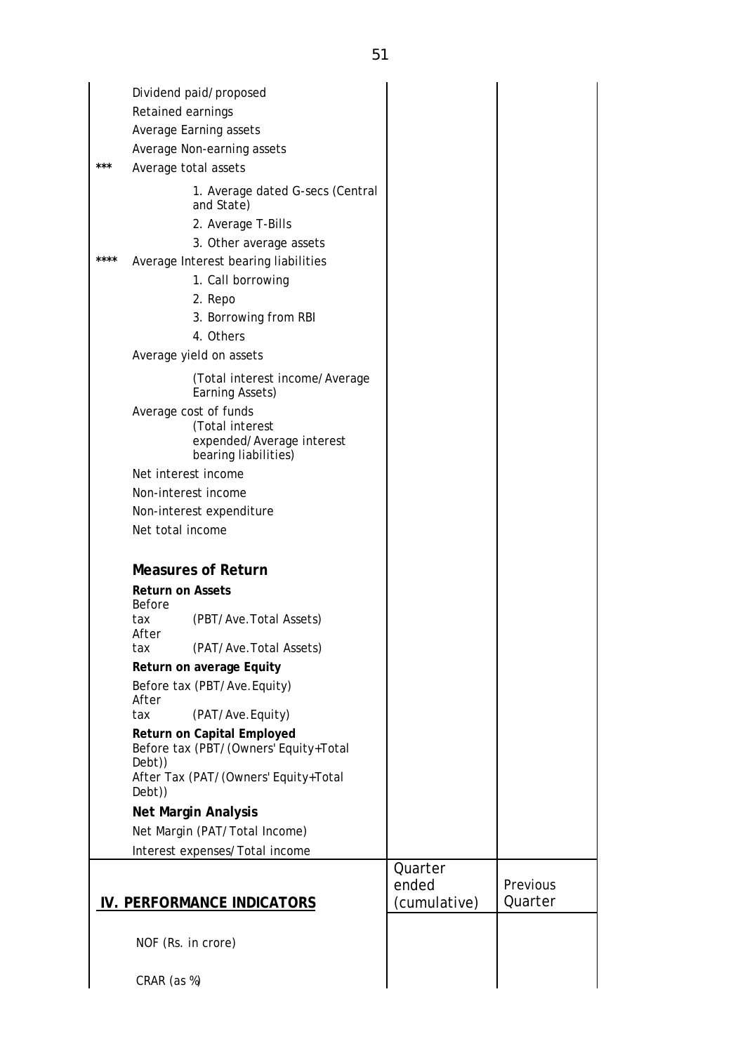| | | | |
|---|---|---|---|
| | Dividend paid/proposed | | |
| | Retained earnings | | |
| | Average Earning assets | | |
| | Average Non-earning assets | | |
| *** | Average total assets | | |
| | 1. Average dated G-secs (Central and State) | | |
| | 2. Average T-Bills | | |
| | 3. Other average assets | | |
| **** | Average Interest bearing liabilities | | |
| | 1. Call borrowing | | |
| | 2. Repo | | |
| | 3. Borrowing from RBI | | |
| | 4. Others | | |
| | Average yield on assets | | |
| | (Total interest income/Average Earning Assets) | | |
| | Average cost of funds (Total interest expended/Average interest bearing liabilities) | | |
| | Net interest income | | |
| | Non-interest income | | |
| | Non-interest expenditure | | |
| | Net total income | | |
| | **Measures of Return** | | |
| | **Return on Assets** | | |
| | Before tax (PBT/Ave.Total Assets) | | |
| | After tax (PAT/Ave.Total Assets) | | |
| | **Return on average Equity** | | |
| | Before tax (PBT/Ave.Equity) | | |
| | After tax (PAT/Ave.Equity) | | |
| | **Return on Capital Employed** | | |
| | Before tax (PBT/(Owners' Equity+Total Debt)) | | |
| | After Tax (PAT/(Owners' Equity+Total Debt)) | | |
| | **Net Margin Analysis** | | |
| | Net Margin (PAT/Total Income) | | |
| | Interest expenses/Total income | | |

| **IV. PERFORMANCE INDICATORS** | Quarter ended (cumulative) | Previous Quarter |
|---|---|---|
| NOF (Rs. in crore) | | |
| CRAR (as %) | | |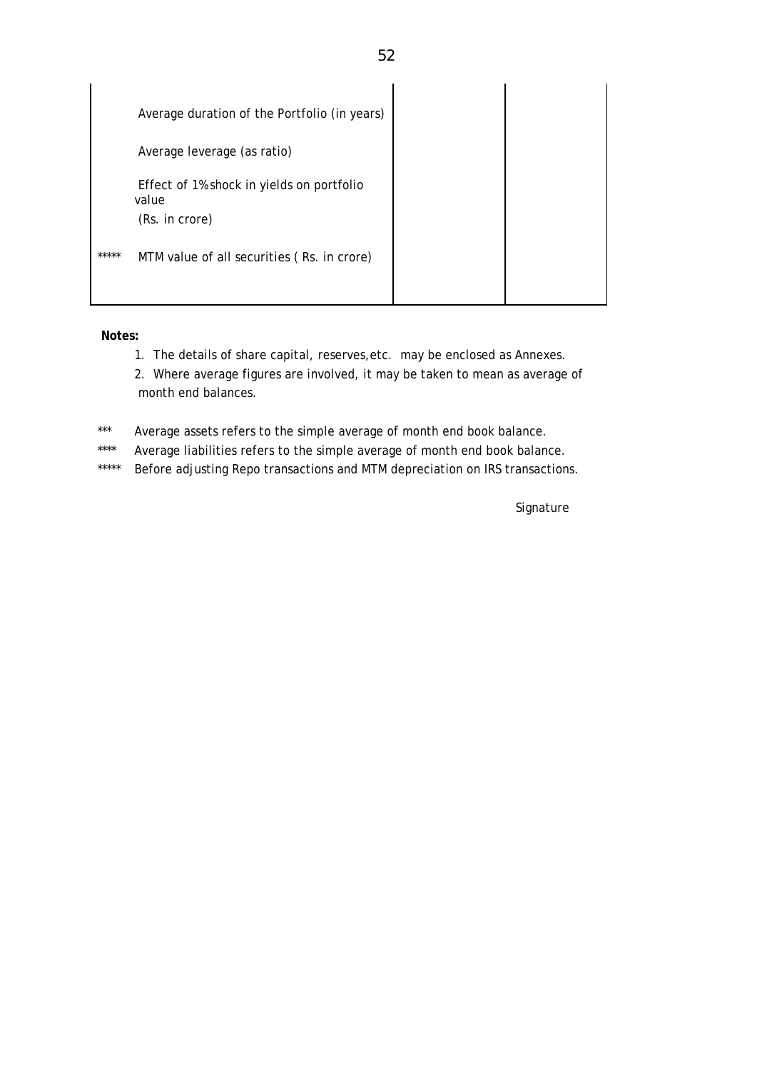| | | | |
|---|---|---|---|
| | Average duration of the Portfolio (in years) | | |
| | Average leverage (as ratio) | | |
| | Effect of 1% shock in yields on portfolio value (Rs. in crore) | | |
| ***** | MTM value of all securities ( Rs. in crore) | | |

**Notes:**

1. The details of share capital, reserves,etc. may be enclosed as Annexes.
2. Where average figures are involved, it may be taken to mean as average of month end balances.

*** Average assets refers to the simple average of month end book balance.

**** Average liabilities refers to the simple average of month end book balance.

***** Before adjusting Repo transactions and MTM depreciation on IRS transactions.

Signature